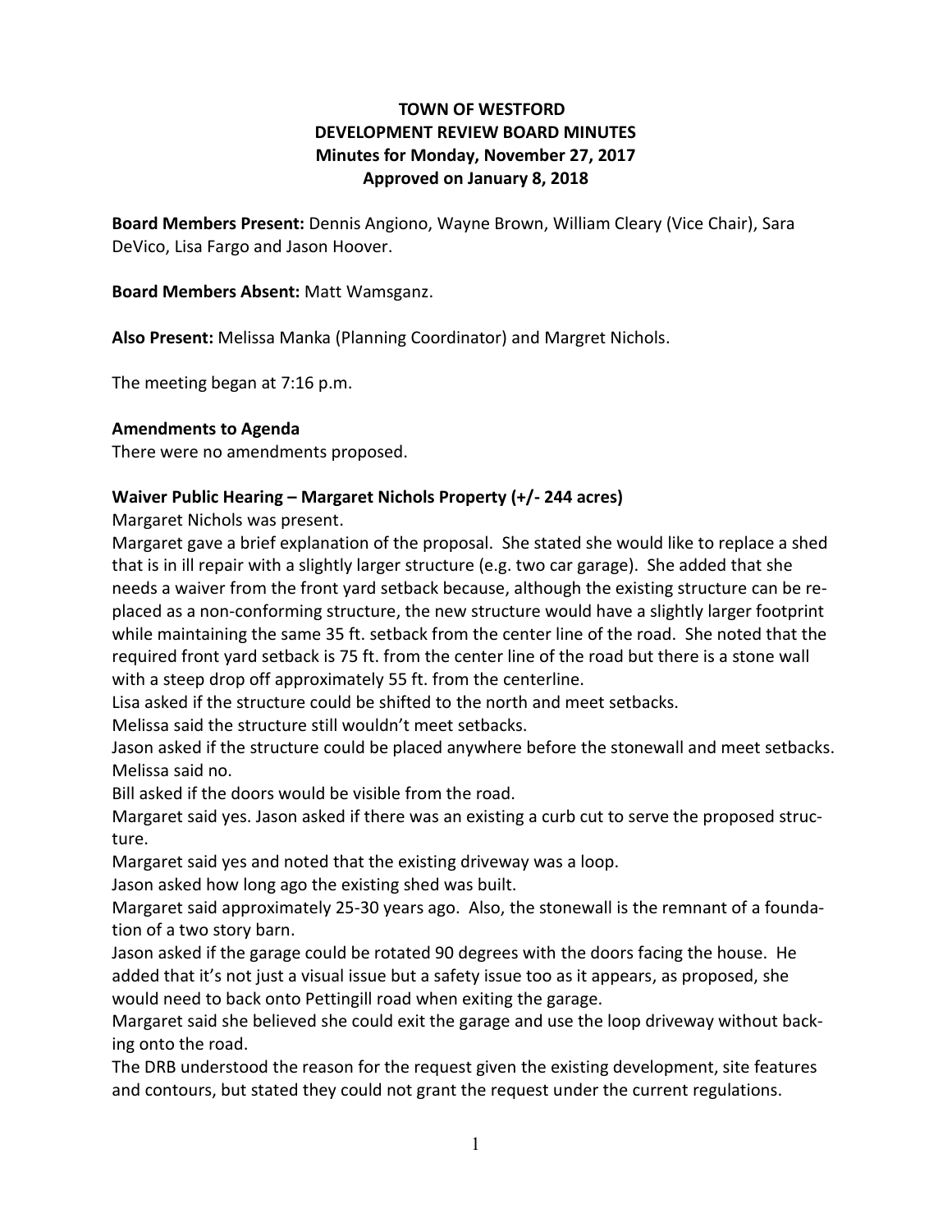# TOWN OF WESTFORD
## DEVELOPMENT REVIEW BOARD MINUTES
### Minutes for Monday, November 27, 2017
### Approved on January 8, 2018

**Board Members Present:** Dennis Angiono, Wayne Brown, William Cleary (Vice Chair), Sara DeVico, Lisa Fargo and Jason Hoover.

**Board Members Absent:** Matt Wamsganz.

**Also Present:** Melissa Manka (Planning Coordinator) and Margret Nichols.

The meeting began at 7:16 p.m.

**Amendments to Agenda**

There were no amendments proposed.

**Waiver Public Hearing – Margaret Nichols Property (+/- 244 acres)**

Margaret Nichols was present.

Margaret gave a brief explanation of the proposal. She stated she would like to replace a shed that is in ill repair with a slightly larger structure (e.g. two car garage). She added that she needs a waiver from the front yard setback because, although the existing structure can be replaced as a non-conforming structure, the new structure would have a slightly larger footprint while maintaining the same 35 ft. setback from the center line of the road. She noted that the required front yard setback is 75 ft. from the center line of the road but there is a stone wall with a steep drop off approximately 55 ft. from the centerline.

Lisa asked if the structure could be shifted to the north and meet setbacks.

Melissa said the structure still wouldn't meet setbacks.

Jason asked if the structure could be placed anywhere before the stonewall and meet setbacks.

Melissa said no.

Bill asked if the doors would be visible from the road.

Margaret said yes. Jason asked if there was an existing a curb cut to serve the proposed structure.

Margaret said yes and noted that the existing driveway was a loop.

Jason asked how long ago the existing shed was built.

Margaret said approximately 25-30 years ago. Also, the stonewall is the remnant of a foundation of a two story barn.

Jason asked if the garage could be rotated 90 degrees with the doors facing the house. He added that it's not just a visual issue but a safety issue too as it appears, as proposed, she would need to back onto Pettingill road when exiting the garage.

Margaret said she believed she could exit the garage and use the loop driveway without backing onto the road.

The DRB understood the reason for the request given the existing development, site features and contours, but stated they could not grant the request under the current regulations.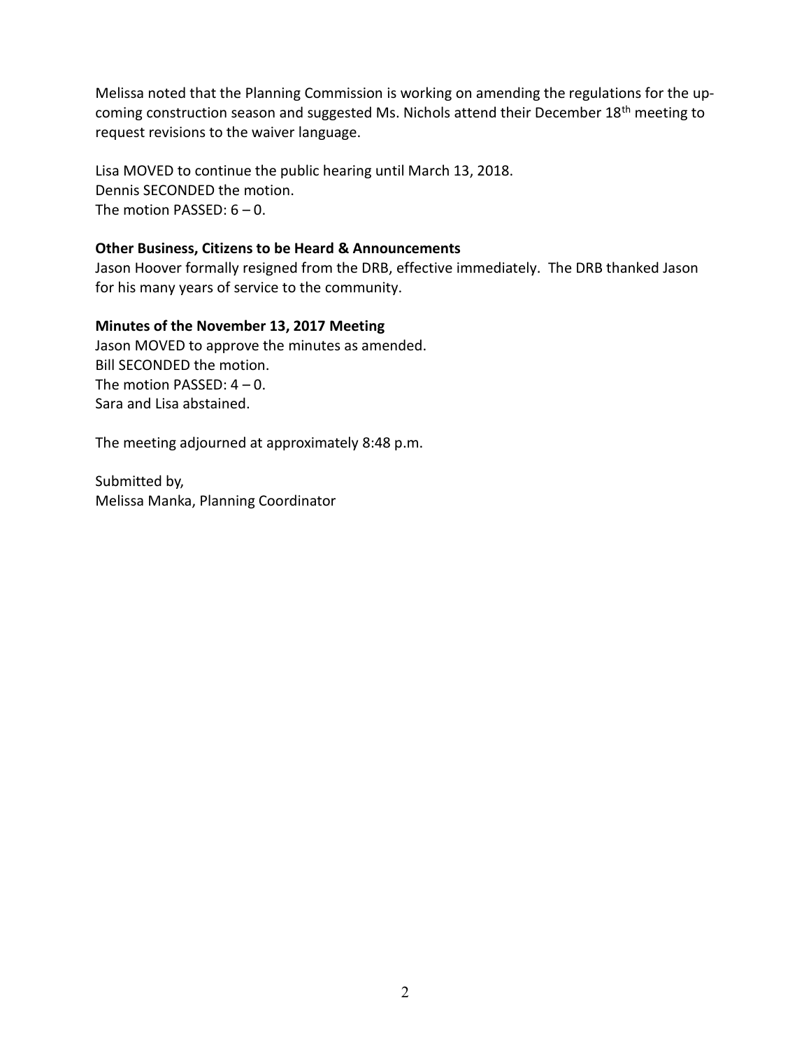Melissa noted that the Planning Commission is working on amending the regulations for the up-coming construction season and suggested Ms. Nichols attend their December 18th meeting to request revisions to the waiver language.

Lisa MOVED to continue the public hearing until March 13, 2018.
Dennis SECONDED the motion.
The motion PASSED: 6 – 0.

**Other Business, Citizens to be Heard & Announcements**
Jason Hoover formally resigned from the DRB, effective immediately. The DRB thanked Jason for his many years of service to the community.

**Minutes of the November 13, 2017 Meeting**
Jason MOVED to approve the minutes as amended.
Bill SECONDED the motion.
The motion PASSED: 4 – 0.
Sara and Lisa abstained.

The meeting adjourned at approximately 8:48 p.m.

Submitted by,
Melissa Manka, Planning Coordinator